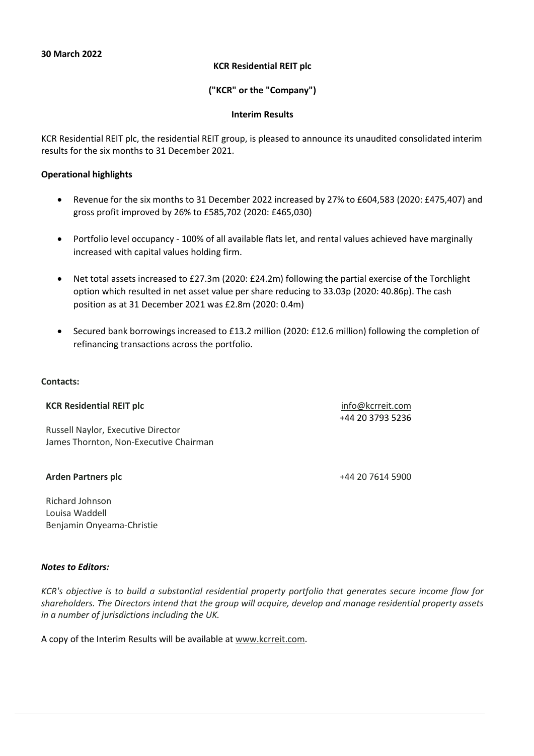**30 March 2022**

**KCR Residential REIT plc**

**("KCR" or the "Company")**

**Interim Results**

KCR Residential REIT plc, the residential REIT group, is pleased to announce its unaudited consolidated interim results for the six months to 31 December 2021.

**Operational highlights**

- Revenue for the six months to 31 December 2022 increased by 27% to £604,583 (2020: £475,407) and gross profit improved by 26% to £585,702 (2020: £465,030)

- Portfolio level occupancy - 100% of all available flats let, and rental values achieved have marginally increased with capital values holding firm.

- Net total assets increased to £27.3m (2020: £24.2m) following the partial exercise of the Torchlight option which resulted in net asset value per share reducing to 33.03p (2020: 40.86p). The cash position as at 31 December 2021 was £2.8m (2020: 0.4m)

- Secured bank borrowings increased to £13.2 million (2020: £12.6 million) following the completion of refinancing transactions across the portfolio.

**Contacts:**

| | |
|---|---|
| **KCR Residential REIT plc** | info@kcrreit.com<br>+44 20 3793 5236 |
| Russell Naylor, Executive Director<br>James Thornton, Non-Executive Chairman | |
| **Arden Partners plc** | +44 20 7614 5900 |
| Richard Johnson<br>Louisa Waddell<br>Benjamin Onyeama-Christie | |

***Notes to Editors:***

*KCR's objective is to build a substantial residential property portfolio that generates secure income flow for shareholders. The Directors intend that the group will acquire, develop and manage residential property assets in a number of jurisdictions including the UK.*

A copy of the Interim Results will be available at www.kcrreit.com.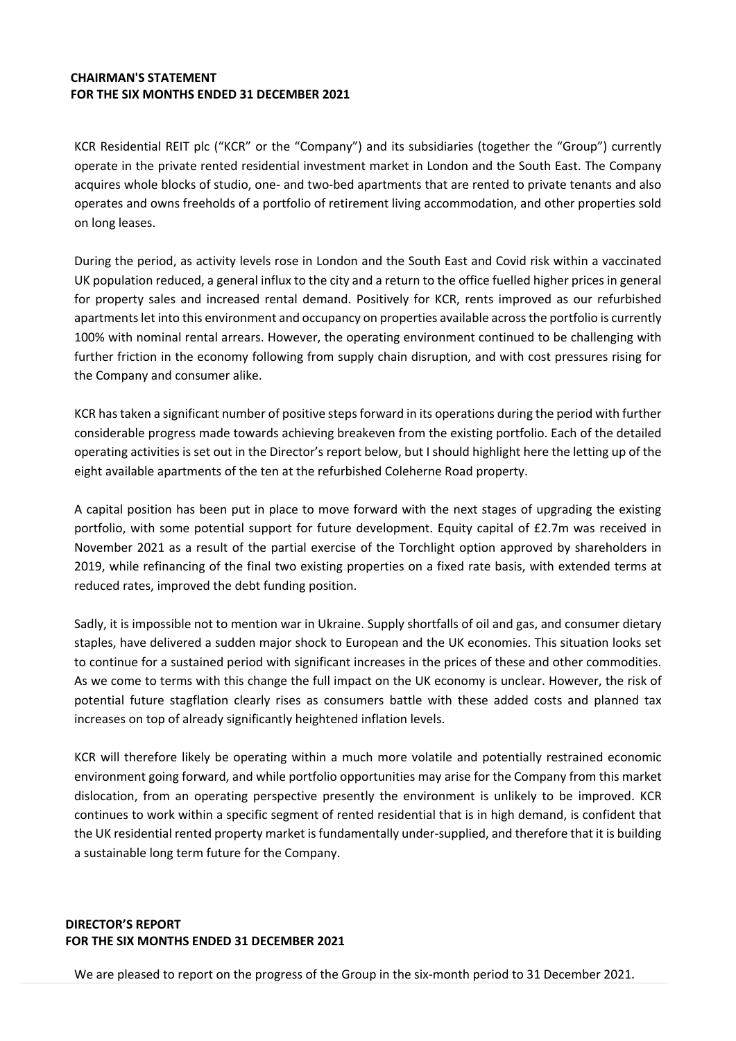## CHAIRMAN'S STATEMENT
## FOR THE SIX MONTHS ENDED 31 DECEMBER 2021

KCR Residential REIT plc ("KCR" or the "Company") and its subsidiaries (together the "Group") currently operate in the private rented residential investment market in London and the South East. The Company acquires whole blocks of studio, one- and two-bed apartments that are rented to private tenants and also operates and owns freeholds of a portfolio of retirement living accommodation, and other properties sold on long leases.

During the period, as activity levels rose in London and the South East and Covid risk within a vaccinated UK population reduced, a general influx to the city and a return to the office fuelled higher prices in general for property sales and increased rental demand. Positively for KCR, rents improved as our refurbished apartments let into this environment and occupancy on properties available across the portfolio is currently 100% with nominal rental arrears. However, the operating environment continued to be challenging with further friction in the economy following from supply chain disruption, and with cost pressures rising for the Company and consumer alike.

KCR has taken a significant number of positive steps forward in its operations during the period with further considerable progress made towards achieving breakeven from the existing portfolio. Each of the detailed operating activities is set out in the Director's report below, but I should highlight here the letting up of the eight available apartments of the ten at the refurbished Coleherne Road property.

A capital position has been put in place to move forward with the next stages of upgrading the existing portfolio, with some potential support for future development. Equity capital of £2.7m was received in November 2021 as a result of the partial exercise of the Torchlight option approved by shareholders in 2019, while refinancing of the final two existing properties on a fixed rate basis, with extended terms at reduced rates, improved the debt funding position.

Sadly, it is impossible not to mention war in Ukraine. Supply shortfalls of oil and gas, and consumer dietary staples, have delivered a sudden major shock to European and the UK economies. This situation looks set to continue for a sustained period with significant increases in the prices of these and other commodities. As we come to terms with this change the full impact on the UK economy is unclear. However, the risk of potential future stagflation clearly rises as consumers battle with these added costs and planned tax increases on top of already significantly heightened inflation levels.

KCR will therefore likely be operating within a much more volatile and potentially restrained economic environment going forward, and while portfolio opportunities may arise for the Company from this market dislocation, from an operating perspective presently the environment is unlikely to be improved. KCR continues to work within a specific segment of rented residential that is in high demand, is confident that the UK residential rented property market is fundamentally under-supplied, and therefore that it is building a sustainable long term future for the Company.

## DIRECTOR'S REPORT
## FOR THE SIX MONTHS ENDED 31 DECEMBER 2021

We are pleased to report on the progress of the Group in the six-month period to 31 December 2021.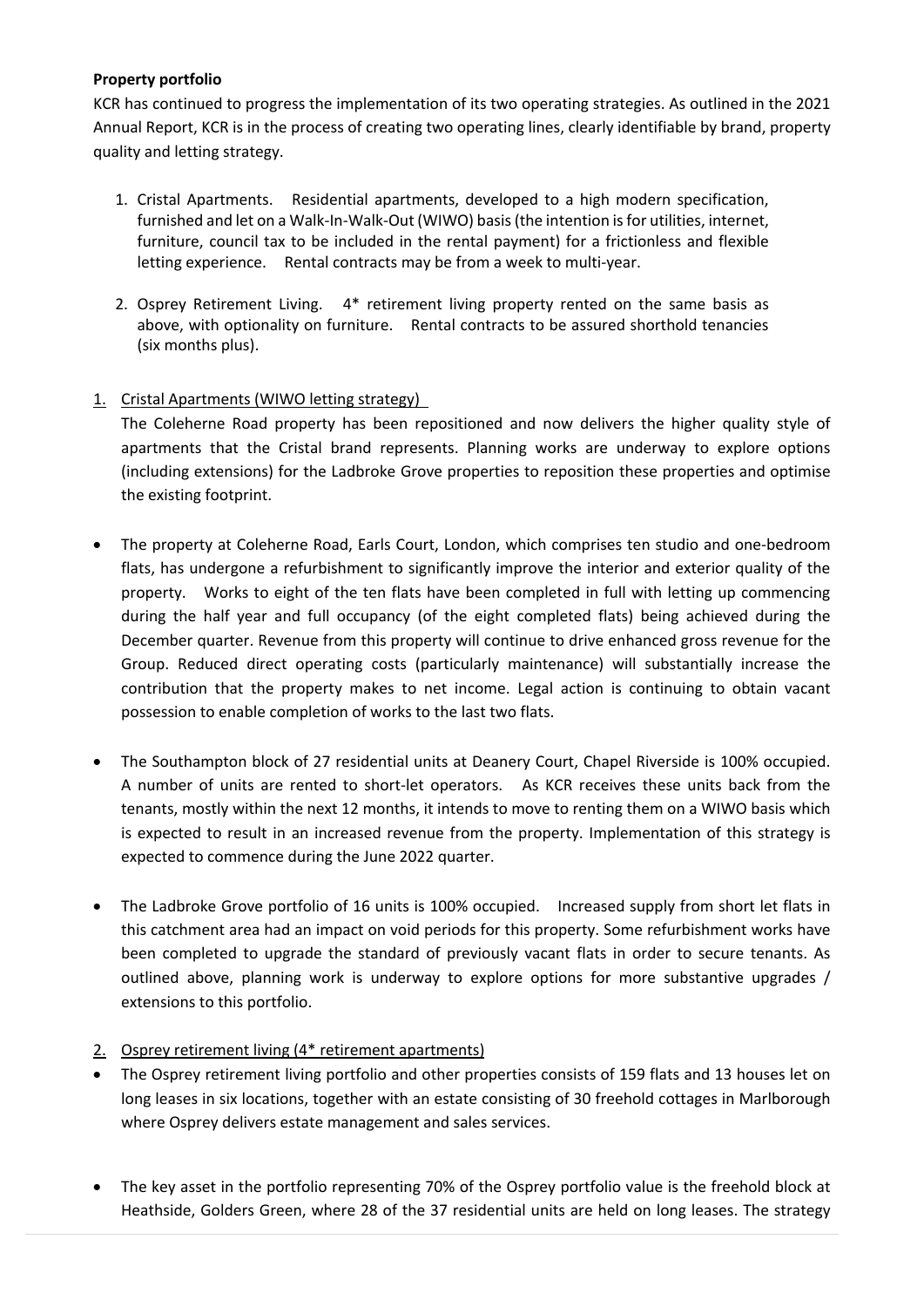**Property portfolio**

KCR has continued to progress the implementation of its two operating strategies. As outlined in the 2021 Annual Report, KCR is in the process of creating two operating lines, clearly identifiable by brand, property quality and letting strategy.

1. Cristal Apartments. Residential apartments, developed to a high modern specification, furnished and let on a Walk-In-Walk-Out (WIWO) basis (the intention is for utilities, internet, furniture, council tax to be included in the rental payment) for a frictionless and flexible letting experience. Rental contracts may be from a week to multi-year.

2. Osprey Retirement Living. 4* retirement living property rented on the same basis as above, with optionality on furniture. Rental contracts to be assured shorthold tenancies (six months plus).

1. Cristal Apartments (WIWO letting strategy)

The Coleherne Road property has been repositioned and now delivers the higher quality style of apartments that the Cristal brand represents. Planning works are underway to explore options (including extensions) for the Ladbroke Grove properties to reposition these properties and optimise the existing footprint.

- The property at Coleherne Road, Earls Court, London, which comprises ten studio and one-bedroom flats, has undergone a refurbishment to significantly improve the interior and exterior quality of the property. Works to eight of the ten flats have been completed in full with letting up commencing during the half year and full occupancy (of the eight completed flats) being achieved during the December quarter. Revenue from this property will continue to drive enhanced gross revenue for the Group. Reduced direct operating costs (particularly maintenance) will substantially increase the contribution that the property makes to net income. Legal action is continuing to obtain vacant possession to enable completion of works to the last two flats.

- The Southampton block of 27 residential units at Deanery Court, Chapel Riverside is 100% occupied. A number of units are rented to short-let operators. As KCR receives these units back from the tenants, mostly within the next 12 months, it intends to move to renting them on a WIWO basis which is expected to result in an increased revenue from the property. Implementation of this strategy is expected to commence during the June 2022 quarter.

- The Ladbroke Grove portfolio of 16 units is 100% occupied. Increased supply from short let flats in this catchment area had an impact on void periods for this property. Some refurbishment works have been completed to upgrade the standard of previously vacant flats in order to secure tenants. As outlined above, planning work is underway to explore options for more substantive upgrades / extensions to this portfolio.

2. Osprey retirement living (4* retirement apartments)

- The Osprey retirement living portfolio and other properties consists of 159 flats and 13 houses let on long leases in six locations, together with an estate consisting of 30 freehold cottages in Marlborough where Osprey delivers estate management and sales services.

- The key asset in the portfolio representing 70% of the Osprey portfolio value is the freehold block at Heathside, Golders Green, where 28 of the 37 residential units are held on long leases. The strategy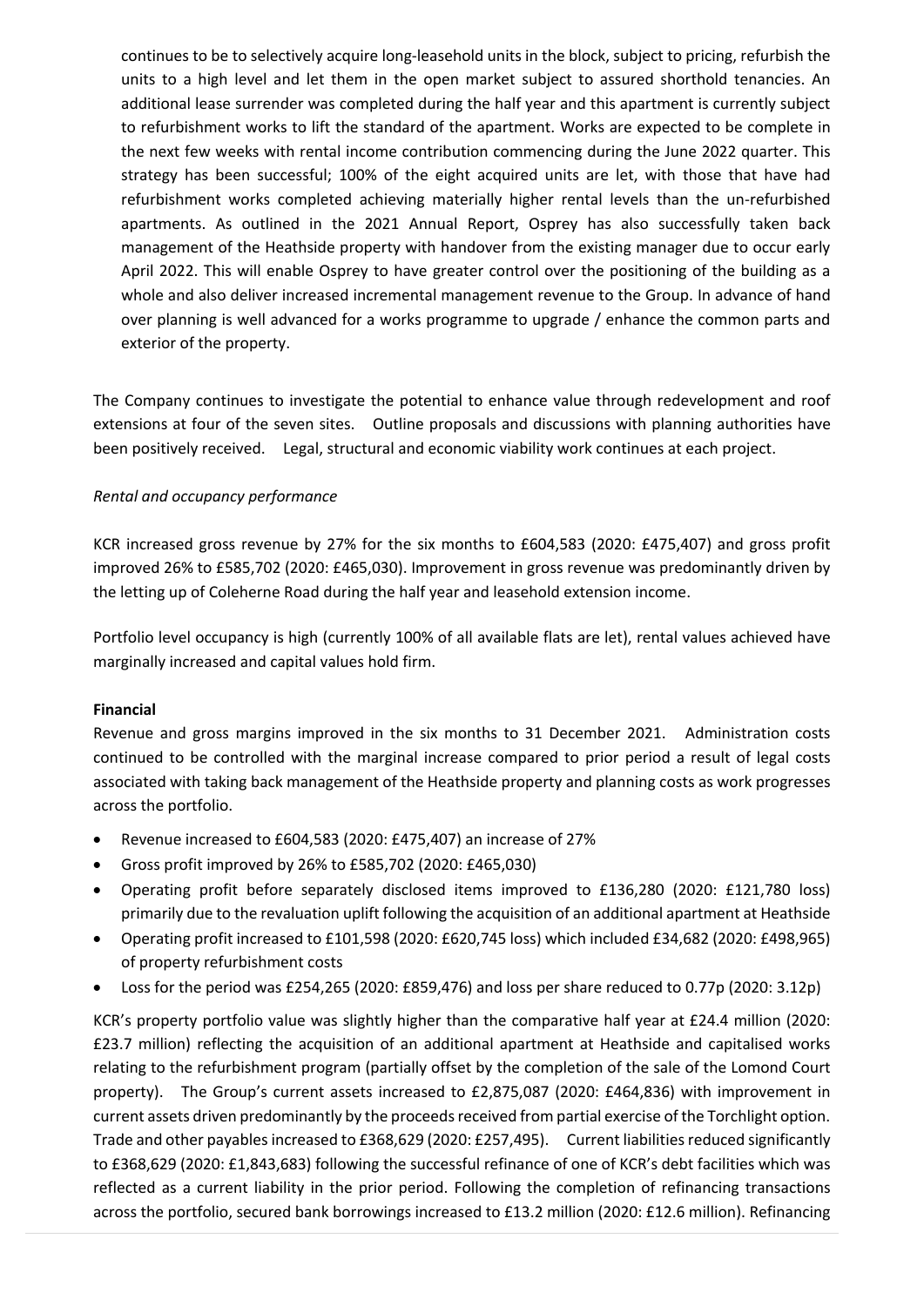continues to be to selectively acquire long-leasehold units in the block, subject to pricing, refurbish the units to a high level and let them in the open market subject to assured shorthold tenancies. An additional lease surrender was completed during the half year and this apartment is currently subject to refurbishment works to lift the standard of the apartment. Works are expected to be complete in the next few weeks with rental income contribution commencing during the June 2022 quarter. This strategy has been successful; 100% of the eight acquired units are let, with those that have had refurbishment works completed achieving materially higher rental levels than the un-refurbished apartments. As outlined in the 2021 Annual Report, Osprey has also successfully taken back management of the Heathside property with handover from the existing manager due to occur early April 2022. This will enable Osprey to have greater control over the positioning of the building as a whole and also deliver increased incremental management revenue to the Group. In advance of hand over planning is well advanced for a works programme to upgrade / enhance the common parts and exterior of the property.

The Company continues to investigate the potential to enhance value through redevelopment and roof extensions at four of the seven sites. Outline proposals and discussions with planning authorities have been positively received. Legal, structural and economic viability work continues at each project.

*Rental and occupancy performance*

KCR increased gross revenue by 27% for the six months to £604,583 (2020: £475,407) and gross profit improved 26% to £585,702 (2020: £465,030). Improvement in gross revenue was predominantly driven by the letting up of Coleherne Road during the half year and leasehold extension income.

Portfolio level occupancy is high (currently 100% of all available flats are let), rental values achieved have marginally increased and capital values hold firm.

**Financial**

Revenue and gross margins improved in the six months to 31 December 2021. Administration costs continued to be controlled with the marginal increase compared to prior period a result of legal costs associated with taking back management of the Heathside property and planning costs as work progresses across the portfolio.

- Revenue increased to £604,583 (2020: £475,407) an increase of 27%
- Gross profit improved by 26% to £585,702 (2020: £465,030)
- Operating profit before separately disclosed items improved to £136,280 (2020: £121,780 loss) primarily due to the revaluation uplift following the acquisition of an additional apartment at Heathside
- Operating profit increased to £101,598 (2020: £620,745 loss) which included £34,682 (2020: £498,965) of property refurbishment costs
- Loss for the period was £254,265 (2020: £859,476) and loss per share reduced to 0.77p (2020: 3.12p)

KCR's property portfolio value was slightly higher than the comparative half year at £24.4 million (2020: £23.7 million) reflecting the acquisition of an additional apartment at Heathside and capitalised works relating to the refurbishment program (partially offset by the completion of the sale of the Lomond Court property). The Group's current assets increased to £2,875,087 (2020: £464,836) with improvement in current assets driven predominantly by the proceeds received from partial exercise of the Torchlight option. Trade and other payables increased to £368,629 (2020: £257,495). Current liabilities reduced significantly to £368,629 (2020: £1,843,683) following the successful refinance of one of KCR's debt facilities which was reflected as a current liability in the prior period. Following the completion of refinancing transactions across the portfolio, secured bank borrowings increased to £13.2 million (2020: £12.6 million). Refinancing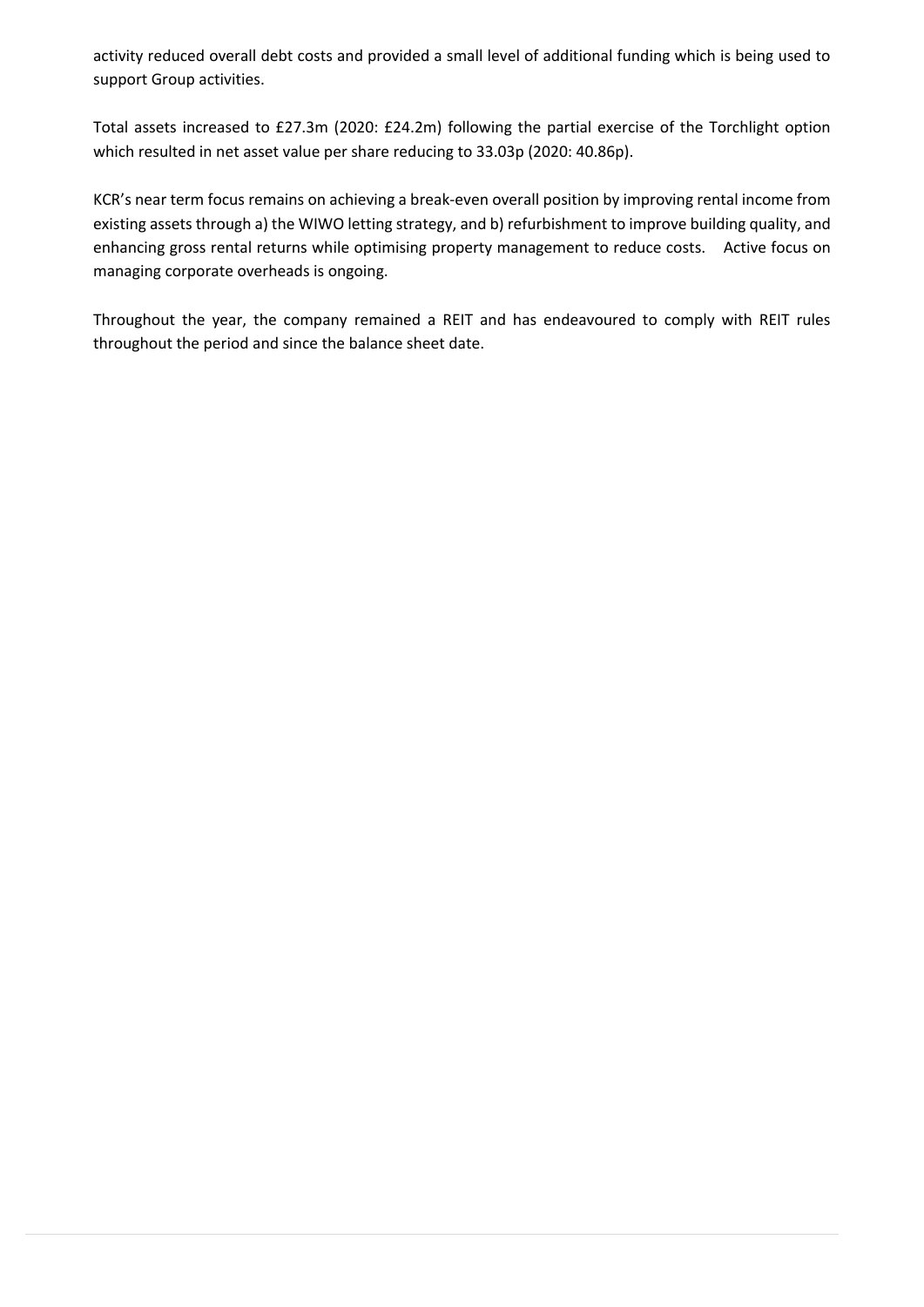activity reduced overall debt costs and provided a small level of additional funding which is being used to support Group activities.

Total assets increased to £27.3m (2020: £24.2m) following the partial exercise of the Torchlight option which resulted in net asset value per share reducing to 33.03p (2020: 40.86p).

KCR's near term focus remains on achieving a break-even overall position by improving rental income from existing assets through a) the WIWO letting strategy, and b) refurbishment to improve building quality, and enhancing gross rental returns while optimising property management to reduce costs. Active focus on managing corporate overheads is ongoing.

Throughout the year, the company remained a REIT and has endeavoured to comply with REIT rules throughout the period and since the balance sheet date.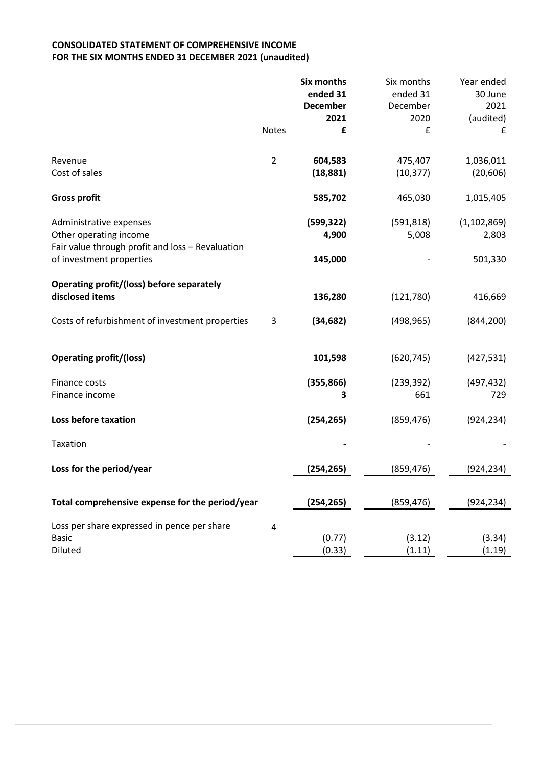**CONSOLIDATED STATEMENT OF COMPREHENSIVE INCOME**
**FOR THE SIX MONTHS ENDED 31 DECEMBER 2021 (unaudited)**

| | Notes | **Six months ended 31 December 2021 £** | Six months ended 31 December 2020 £ | Year ended 30 June 2021 (audited) £ |
|---|---|---|---|---|
| Revenue | 2 | **604,583** | 475,407 | 1,036,011 |
| Cost of sales | | **(18,881)** | (10,377) | (20,606) |
| **Gross profit** | | **585,702** | 465,030 | 1,015,405 |
| Administrative expenses | | **(599,322)** | (591,818) | (1,102,869) |
| Other operating income | | **4,900** | 5,008 | 2,803 |
| Fair value through profit and loss – Revaluation of investment properties | | **145,000** | - | 501,330 |
| **Operating profit/(loss) before separately disclosed items** | | **136,280** | (121,780) | 416,669 |
| Costs of refurbishment of investment properties | 3 | **(34,682)** | (498,965) | (844,200) |
| **Operating profit/(loss)** | | **101,598** | (620,745) | (427,531) |
| Finance costs | | **(355,866)** | (239,392) | (497,432) |
| Finance income | | **3** | 661 | 729 |
| **Loss before taxation** | | **(254,265)** | (859,476) | (924,234) |
| Taxation | | **-** | - | - |
| **Loss for the period/year** | | **(254,265)** | (859,476) | (924,234) |
| **Total comprehensive expense for the period/year** | | **(254,265)** | (859,476) | (924,234) |
| Loss per share expressed in pence per share | 4 | | | |
| Basic | | (0.77) | (3.12) | (3.34) |
| Diluted | | (0.33) | (1.11) | (1.19) |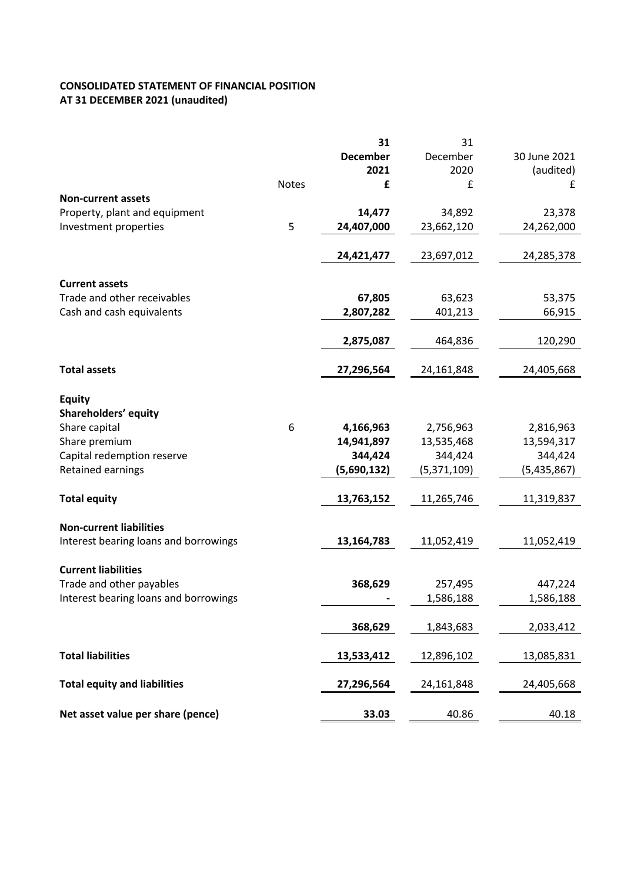**CONSOLIDATED STATEMENT OF FINANCIAL POSITION**
**AT 31 DECEMBER 2021 (unaudited)**

| | Notes | **31 December 2021** **£** | 31 December 2020 £ | 30 June 2021 (audited) £ |
|---|---|---|---|---|
| **Non-current assets** | | | | |
| Property, plant and equipment | | **14,477** | 34,892 | 23,378 |
| Investment properties | 5 | **24,407,000** | 23,662,120 | 24,262,000 |
| | | **24,421,477** | 23,697,012 | 24,285,378 |
| **Current assets** | | | | |
| Trade and other receivables | | **67,805** | 63,623 | 53,375 |
| Cash and cash equivalents | | **2,807,282** | 401,213 | 66,915 |
| | | **2,875,087** | 464,836 | 120,290 |
| **Total assets** | | **27,296,564** | 24,161,848 | 24,405,668 |
| **Equity** | | | | |
| **Shareholders' equity** | | | | |
| Share capital | 6 | **4,166,963** | 2,756,963 | 2,816,963 |
| Share premium | | **14,941,897** | 13,535,468 | 13,594,317 |
| Capital redemption reserve | | **344,424** | 344,424 | 344,424 |
| Retained earnings | | **(5,690,132)** | (5,371,109) | (5,435,867) |
| **Total equity** | | **13,763,152** | 11,265,746 | 11,319,837 |
| **Non-current liabilities** | | | | |
| Interest bearing loans and borrowings | | **13,164,783** | 11,052,419 | 11,052,419 |
| **Current liabilities** | | | | |
| Trade and other payables | | **368,629** | 257,495 | 447,224 |
| Interest bearing loans and borrowings | | **-** | 1,586,188 | 1,586,188 |
| | | **368,629** | 1,843,683 | 2,033,412 |
| **Total liabilities** | | **13,533,412** | 12,896,102 | 13,085,831 |
| **Total equity and liabilities** | | **27,296,564** | 24,161,848 | 24,405,668 |
| **Net asset value per share (pence)** | | **33.03** | 40.86 | 40.18 |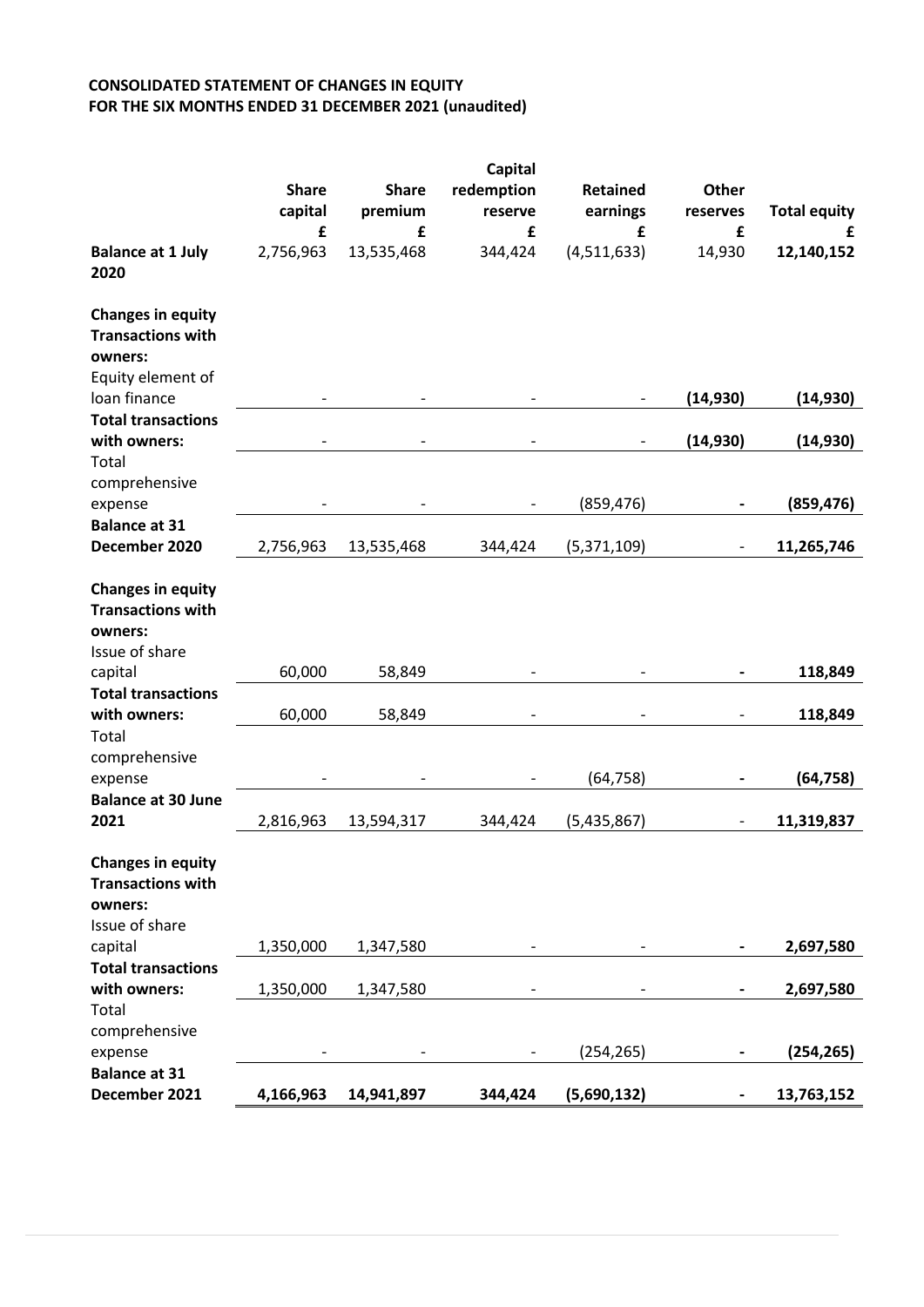**CONSOLIDATED STATEMENT OF CHANGES IN EQUITY**
**FOR THE SIX MONTHS ENDED 31 DECEMBER 2021 (unaudited)**

| | Share capital | Share premium | Capital redemption reserve | Retained earnings | Other reserves | Total equity |
|---|---|---|---|---|---|---|
| | £ | £ | £ | £ | £ | £ |
| **Balance at 1 July 2020** | 2,756,963 | 13,535,468 | 344,424 | (4,511,633) | 14,930 | **12,140,152** |
| **Changes in equity** | | | | | | |
| **Transactions with owners:** | | | | | | |
| Equity element of loan finance | - | - | - | - | **(14,930)** | **(14,930)** |
| **Total transactions with owners:** | - | - | - | - | **(14,930)** | **(14,930)** |
| Total comprehensive expense | - | - | - | (859,476) | **-** | **(859,476)** |
| **Balance at 31 December 2020** | 2,756,963 | 13,535,468 | 344,424 | (5,371,109) | - | **11,265,746** |
| **Changes in equity** | | | | | | |
| **Transactions with owners:** | | | | | | |
| Issue of share capital | 60,000 | 58,849 | - | - | **-** | **118,849** |
| **Total transactions with owners:** | 60,000 | 58,849 | - | - | - | **118,849** |
| Total comprehensive expense | - | - | - | (64,758) | **-** | **(64,758)** |
| **Balance at 30 June 2021** | 2,816,963 | 13,594,317 | 344,424 | (5,435,867) | - | **11,319,837** |
| **Changes in equity** | | | | | | |
| **Transactions with owners:** | | | | | | |
| Issue of share capital | 1,350,000 | 1,347,580 | - | - | **-** | **2,697,580** |
| **Total transactions with owners:** | 1,350,000 | 1,347,580 | - | - | **-** | **2,697,580** |
| Total comprehensive expense | - | - | - | (254,265) | **-** | **(254,265)** |
| **Balance at 31 December 2021** | **4,166,963** | **14,941,897** | **344,424** | **(5,690,132)** | **-** | **13,763,152** |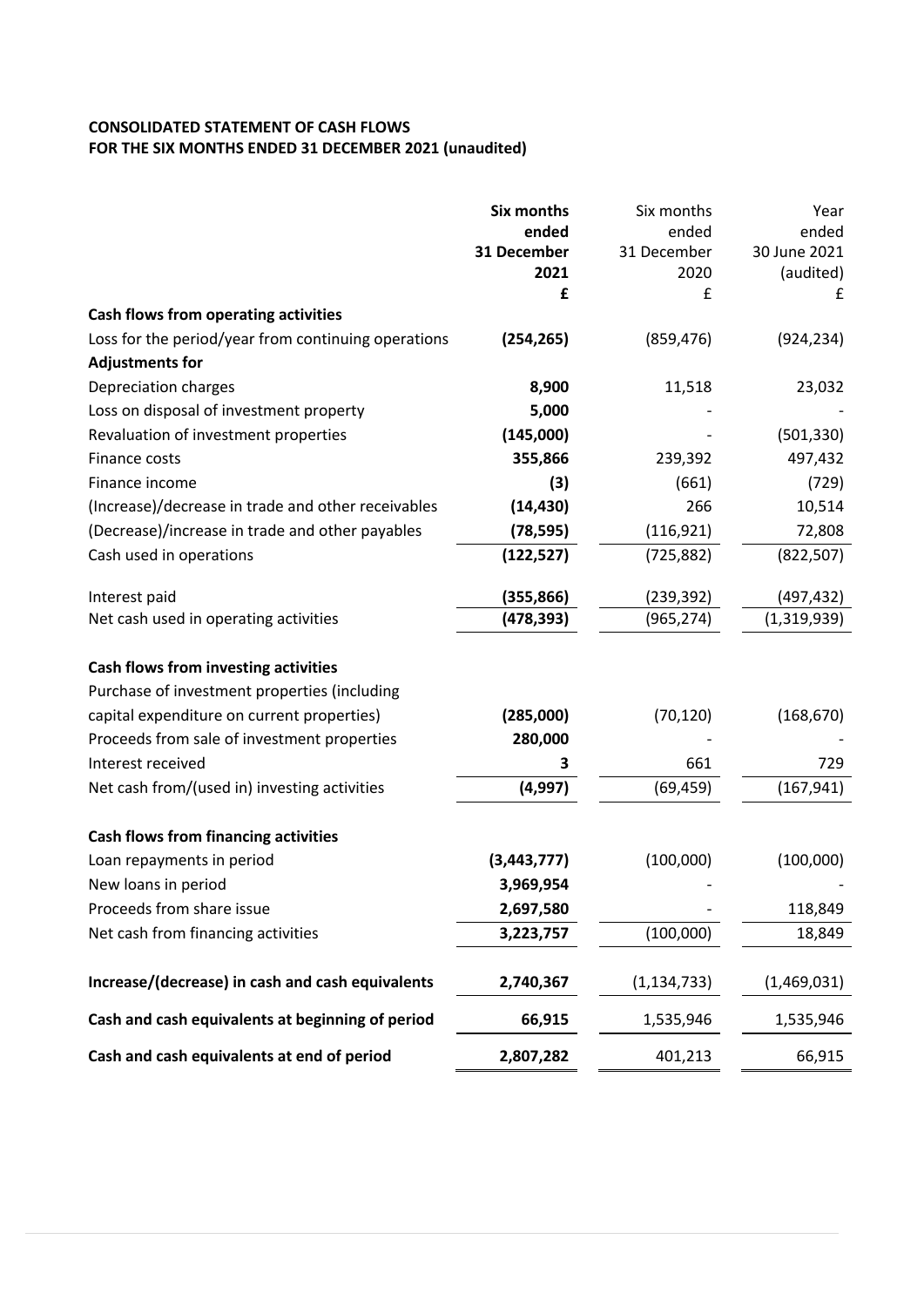**CONSOLIDATED STATEMENT OF CASH FLOWS**
**FOR THE SIX MONTHS ENDED 31 DECEMBER 2021 (unaudited)**

| | **Six months ended 31 December 2021 £** | Six months ended 31 December 2020 £ | Year ended 30 June 2021 (audited) £ |
|---|---|---|---|
| **Cash flows from operating activities** | | | |
| Loss for the period/year from continuing operations | **(254,265)** | (859,476) | (924,234) |
| **Adjustments for** | | | |
| Depreciation charges | **8,900** | 11,518 | 23,032 |
| Loss on disposal of investment property | **5,000** | - | - |
| Revaluation of investment properties | **(145,000)** | - | (501,330) |
| Finance costs | **355,866** | 239,392 | 497,432 |
| Finance income | **(3)** | (661) | (729) |
| (Increase)/decrease in trade and other receivables | **(14,430)** | 266 | 10,514 |
| (Decrease)/increase in trade and other payables | **(78,595)** | (116,921) | 72,808 |
| Cash used in operations | **(122,527)** | (725,882) | (822,507) |
| | | | |
| Interest paid | **(355,866)** | (239,392) | (497,432) |
| Net cash used in operating activities | **(478,393)** | (965,274) | (1,319,939) |
| | | | |
| **Cash flows from investing activities** | | | |
| Purchase of investment properties (including capital expenditure on current properties) | **(285,000)** | (70,120) | (168,670) |
| Proceeds from sale of investment properties | **280,000** | - | - |
| Interest received | **3** | 661 | 729 |
| Net cash from/(used in) investing activities | **(4,997)** | (69,459) | (167,941) |
| | | | |
| **Cash flows from financing activities** | | | |
| Loan repayments in period | **(3,443,777)** | (100,000) | (100,000) |
| New loans in period | **3,969,954** | - | - |
| Proceeds from share issue | **2,697,580** | - | 118,849 |
| Net cash from financing activities | **3,223,757** | (100,000) | 18,849 |
| | | | |
| **Increase/(decrease) in cash and cash equivalents** | **2,740,367** | (1,134,733) | (1,469,031) |
| | | | |
| **Cash and cash equivalents at beginning of period** | **66,915** | 1,535,946 | 1,535,946 |
| | | | |
| **Cash and cash equivalents at end of period** | **2,807,282** | 401,213 | 66,915 |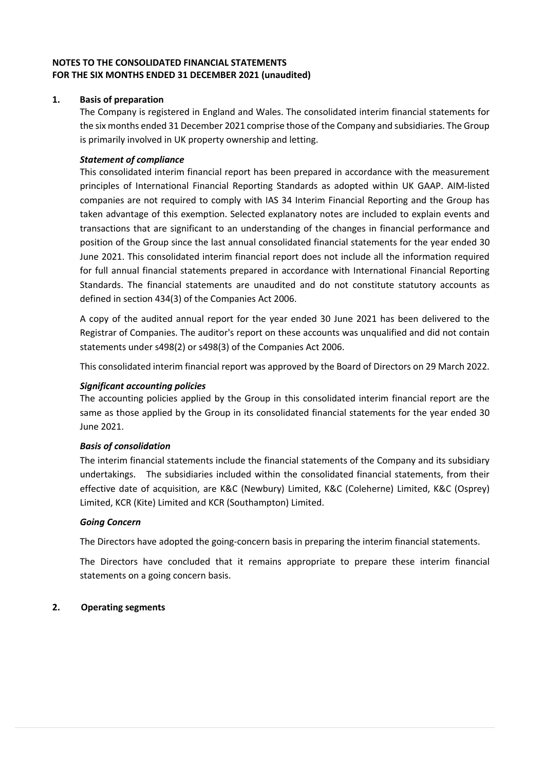# NOTES TO THE CONSOLIDATED FINANCIAL STATEMENTS
# FOR THE SIX MONTHS ENDED 31 DECEMBER 2021 (unaudited)

## 1. Basis of preparation

The Company is registered in England and Wales. The consolidated interim financial statements for the six months ended 31 December 2021 comprise those of the Company and subsidiaries. The Group is primarily involved in UK property ownership and letting.

### *Statement of compliance*

This consolidated interim financial report has been prepared in accordance with the measurement principles of International Financial Reporting Standards as adopted within UK GAAP. AIM-listed companies are not required to comply with IAS 34 Interim Financial Reporting and the Group has taken advantage of this exemption. Selected explanatory notes are included to explain events and transactions that are significant to an understanding of the changes in financial performance and position of the Group since the last annual consolidated financial statements for the year ended 30 June 2021. This consolidated interim financial report does not include all the information required for full annual financial statements prepared in accordance with International Financial Reporting Standards. The financial statements are unaudited and do not constitute statutory accounts as defined in section 434(3) of the Companies Act 2006.

A copy of the audited annual report for the year ended 30 June 2021 has been delivered to the Registrar of Companies. The auditor's report on these accounts was unqualified and did not contain statements under s498(2) or s498(3) of the Companies Act 2006.

This consolidated interim financial report was approved by the Board of Directors on 29 March 2022.

### *Significant accounting policies*

The accounting policies applied by the Group in this consolidated interim financial report are the same as those applied by the Group in its consolidated financial statements for the year ended 30 June 2021.

### *Basis of consolidation*

The interim financial statements include the financial statements of the Company and its subsidiary undertakings. The subsidiaries included within the consolidated financial statements, from their effective date of acquisition, are K&C (Newbury) Limited, K&C (Coleherne) Limited, K&C (Osprey) Limited, KCR (Kite) Limited and KCR (Southampton) Limited.

### *Going Concern*

The Directors have adopted the going-concern basis in preparing the interim financial statements.

The Directors have concluded that it remains appropriate to prepare these interim financial statements on a going concern basis.

## 2. Operating segments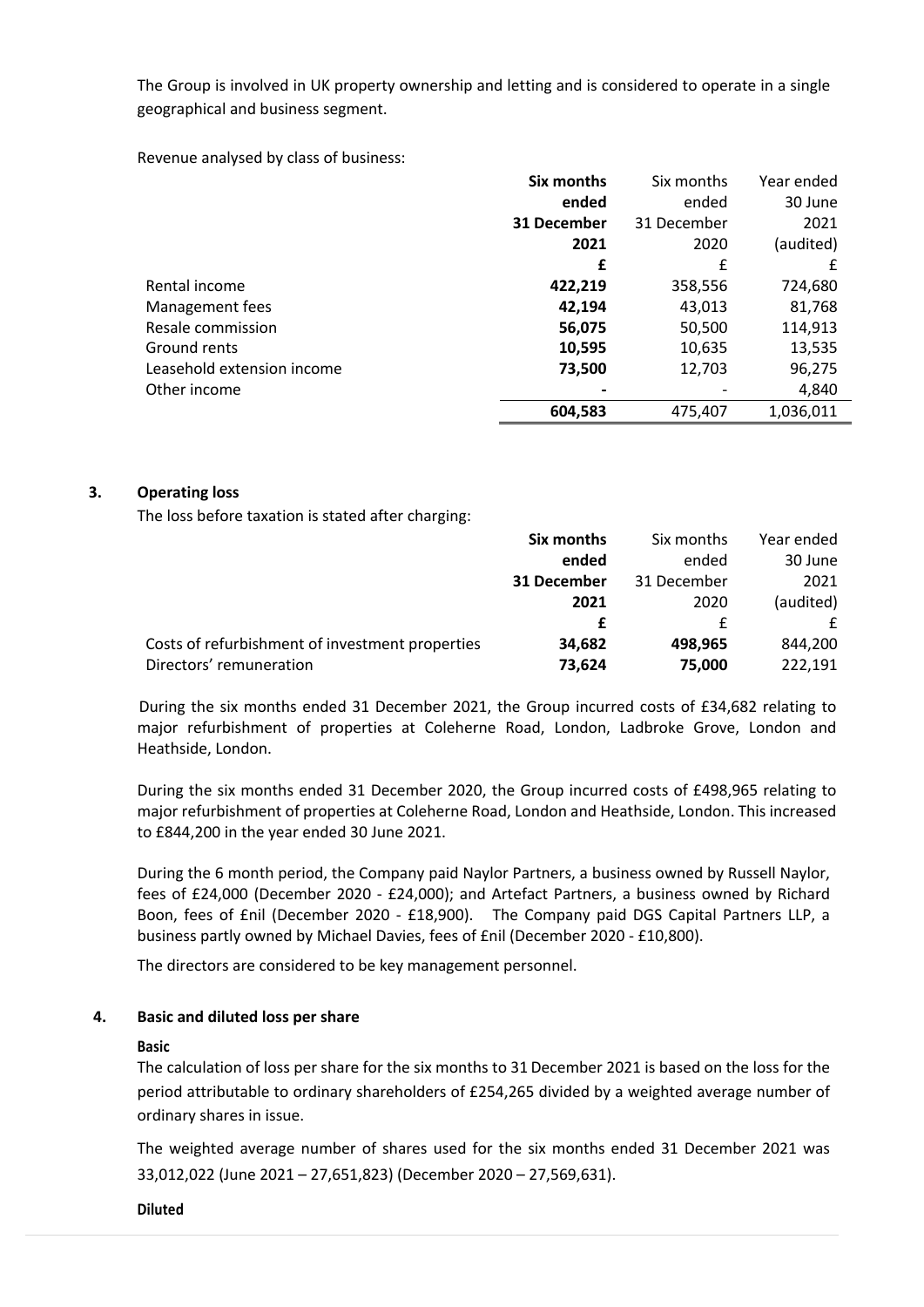The Group is involved in UK property ownership and letting and is considered to operate in a single geographical and business segment.

Revenue analysed by class of business:

| | **Six months ended 31 December 2021** | Six months ended 31 December 2020 | Year ended 30 June 2021 (audited) |
|---|---|---|---|
| | **£** | £ | £ |
| Rental income | **422,219** | 358,556 | 724,680 |
| Management fees | **42,194** | 43,013 | 81,768 |
| Resale commission | **56,075** | 50,500 | 114,913 |
| Ground rents | **10,595** | 10,635 | 13,535 |
| Leasehold extension income | **73,500** | 12,703 | 96,275 |
| Other income | **-** | - | 4,840 |
| | **604,583** | 475,407 | 1,036,011 |

## 3. Operating loss

The loss before taxation is stated after charging:

| | **Six months ended 31 December 2021** | Six months ended 31 December 2020 | Year ended 30 June 2021 (audited) |
|---|---|---|---|
| | **£** | £ | £ |
| Costs of refurbishment of investment properties | **34,682** | **498,965** | 844,200 |
| Directors' remuneration | **73,624** | **75,000** | 222,191 |

During the six months ended 31 December 2021, the Group incurred costs of £34,682 relating to major refurbishment of properties at Coleherne Road, London, Ladbroke Grove, London and Heathside, London.

During the six months ended 31 December 2020, the Group incurred costs of £498,965 relating to major refurbishment of properties at Coleherne Road, London and Heathside, London. This increased to £844,200 in the year ended 30 June 2021.

During the 6 month period, the Company paid Naylor Partners, a business owned by Russell Naylor, fees of £24,000 (December 2020 - £24,000); and Artefact Partners, a business owned by Richard Boon, fees of £nil (December 2020 - £18,900). The Company paid DGS Capital Partners LLP, a business partly owned by Michael Davies, fees of £nil (December 2020 - £10,800).

The directors are considered to be key management personnel.

## 4. Basic and diluted loss per share

**Basic**

The calculation of loss per share for the six months to 31 December 2021 is based on the loss for the period attributable to ordinary shareholders of £254,265 divided by a weighted average number of ordinary shares in issue.

The weighted average number of shares used for the six months ended 31 December 2021 was 33,012,022 (June 2021 – 27,651,823) (December 2020 – 27,569,631).

**Diluted**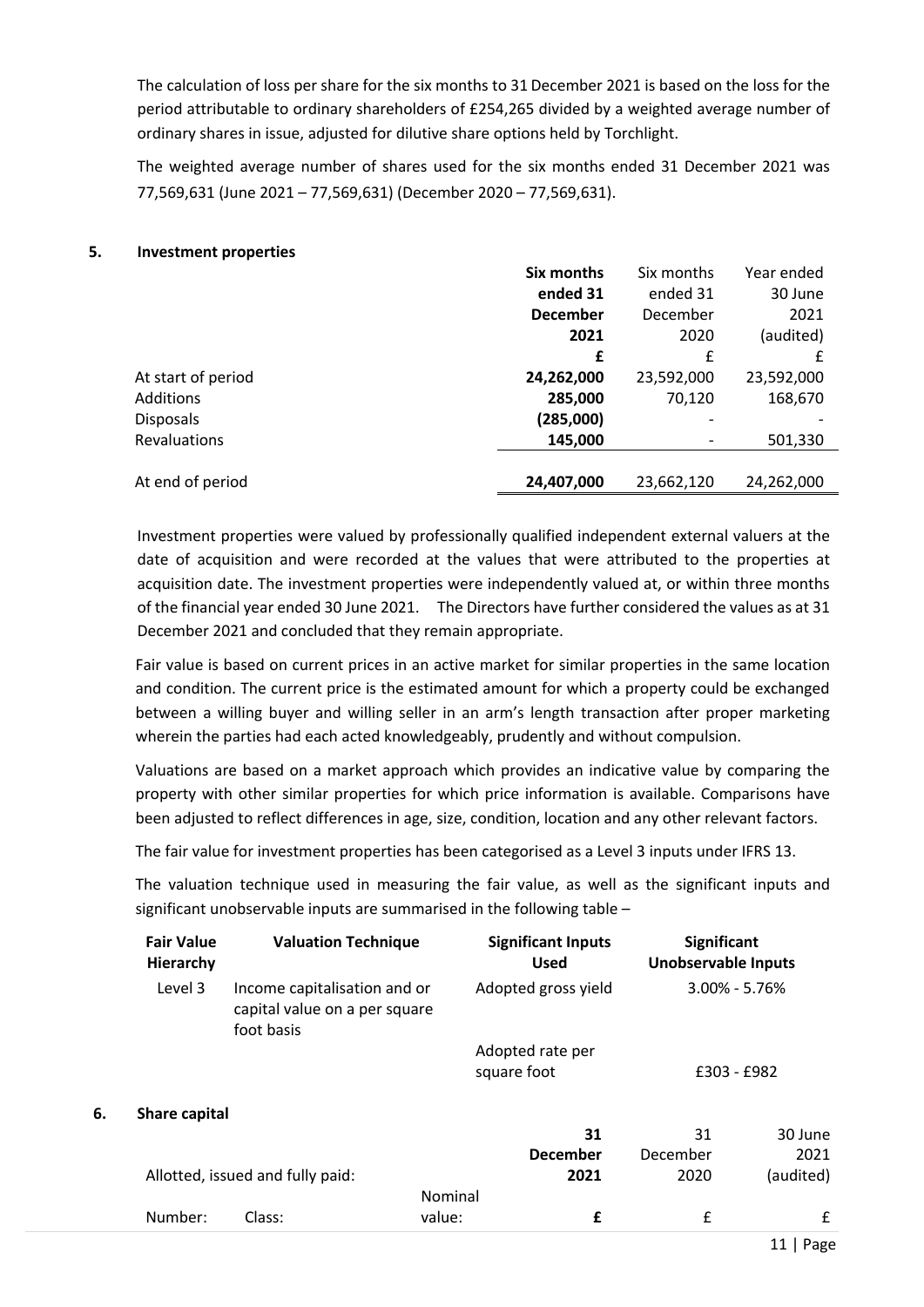The calculation of loss per share for the six months to 31 December 2021 is based on the loss for the period attributable to ordinary shareholders of £254,265 divided by a weighted average number of ordinary shares in issue, adjusted for dilutive share options held by Torchlight.

The weighted average number of shares used for the six months ended 31 December 2021 was 77,569,631 (June 2021 – 77,569,631) (December 2020 – 77,569,631).

## 5. Investment properties

| | **Six months ended 31 December 2021** | Six months ended 31 December 2020 | Year ended 30 June 2021 (audited) |
|---|---|---|---|
| | **£** | £ | £ |
| At start of period | **24,262,000** | 23,592,000 | 23,592,000 |
| Additions | **285,000** | 70,120 | 168,670 |
| Disposals | **(285,000)** | - | - |
| Revaluations | **145,000** | - | 501,330 |
| At end of period | **24,407,000** | 23,662,120 | 24,262,000 |

Investment properties were valued by professionally qualified independent external valuers at the date of acquisition and were recorded at the values that were attributed to the properties at acquisition date. The investment properties were independently valued at, or within three months of the financial year ended 30 June 2021. The Directors have further considered the values as at 31 December 2021 and concluded that they remain appropriate.

Fair value is based on current prices in an active market for similar properties in the same location and condition. The current price is the estimated amount for which a property could be exchanged between a willing buyer and willing seller in an arm's length transaction after proper marketing wherein the parties had each acted knowledgeably, prudently and without compulsion.

Valuations are based on a market approach which provides an indicative value by comparing the property with other similar properties for which price information is available. Comparisons have been adjusted to reflect differences in age, size, condition, location and any other relevant factors.

The fair value for investment properties has been categorised as a Level 3 inputs under IFRS 13.

The valuation technique used in measuring the fair value, as well as the significant inputs and significant unobservable inputs are summarised in the following table –

| **Fair Value Hierarchy** | **Valuation Technique** | **Significant Inputs Used** | **Significant Unobservable Inputs** |
|---|---|---|---|
| Level 3 | Income capitalisation and or capital value on a per square foot basis | Adopted gross yield | 3.00% - 5.76% |
| | | Adopted rate per square foot | £303 - £982 |

## 6. Share capital

| Allotted, issued and fully paid: | | | **31 December 2021** | 31 December 2020 | 30 June 2021 (audited) |
|---|---|---|---|---|---|
| Number: | Class: | Nominal value: | **£** | £ | £ |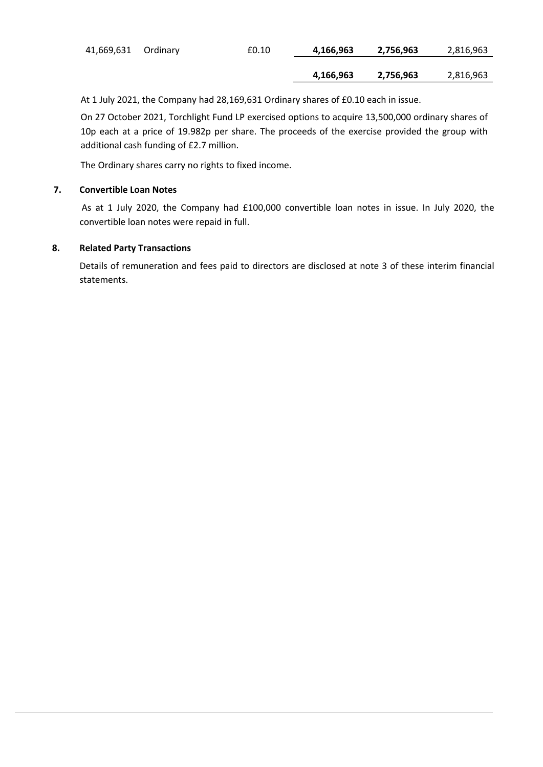| | | | | | |
|---|---|---|---|---|---|
| 41,669,631 | Ordinary | £0.10 | **4,166,963** | **2,756,963** | 2,816,963 |
| | | | **4,166,963** | **2,756,963** | 2,816,963 |

At 1 July 2021, the Company had 28,169,631 Ordinary shares of £0.10 each in issue.

On 27 October 2021, Torchlight Fund LP exercised options to acquire 13,500,000 ordinary shares of 10p each at a price of 19.982p per share. The proceeds of the exercise provided the group with additional cash funding of £2.7 million.

The Ordinary shares carry no rights to fixed income.

## 7. Convertible Loan Notes

As at 1 July 2020, the Company had £100,000 convertible loan notes in issue. In July 2020, the convertible loan notes were repaid in full.

## 8. Related Party Transactions

Details of remuneration and fees paid to directors are disclosed at note 3 of these interim financial statements.